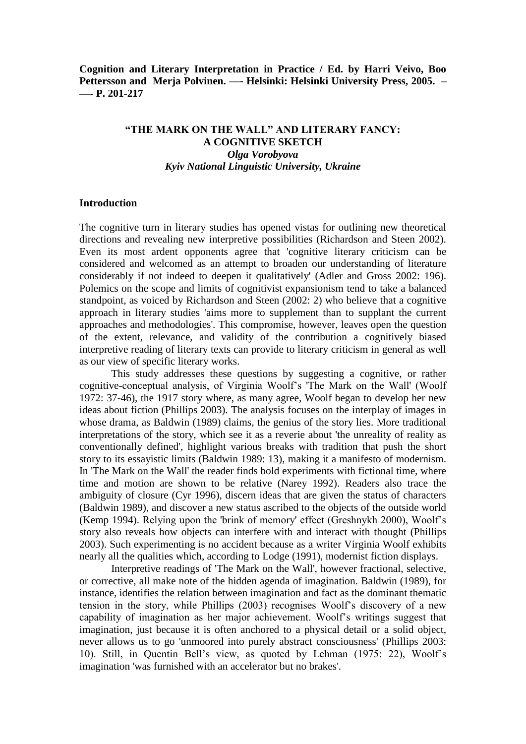**Cognition and Literary Interpretation in Practice / Ed. by Harri Veivo, Boo Pettersson and Merja Polvinen. —- Helsinki: Helsinki University Press, 2005. – —- P. 201-217**

# "THE MARK ON THE WALL" AND LITERARY FANCY: A COGNITIVE SKETCH

***Olga Vorobyova***
***Kyiv National Linguistic University, Ukraine***

## Introduction

The cognitive turn in literary studies has opened vistas for outlining new theoretical directions and revealing new interpretive possibilities (Richardson and Steen 2002). Even its most ardent opponents agree that 'cognitive literary criticism can be considered and welcomed as an attempt to broaden our understanding of literature considerably if not indeed to deepen it qualitatively' (Adler and Gross 2002: 196). Polemics on the scope and limits of cognitivist expansionism tend to take a balanced standpoint, as voiced by Richardson and Steen (2002: 2) who believe that a cognitive approach in literary studies 'aims more to supplement than to supplant the current approaches and methodologies'. This compromise, however, leaves open the question of the extent, relevance, and validity of the contribution a cognitively biased interpretive reading of literary texts can provide to literary criticism in general as well as our view of specific literary works.

This study addresses these questions by suggesting a cognitive, or rather cognitive-conceptual analysis, of Virginia Woolf's 'The Mark on the Wall' (Woolf 1972: 37-46), the 1917 story where, as many agree, Woolf began to develop her new ideas about fiction (Phillips 2003). The analysis focuses on the interplay of images in whose drama, as Baldwin (1989) claims, the genius of the story lies. More traditional interpretations of the story, which see it as a reverie about 'the unreality of reality as conventionally defined', highlight various breaks with tradition that push the short story to its essayistic limits (Baldwin 1989: 13), making it a manifesto of modernism. In 'The Mark on the Wall' the reader finds bold experiments with fictional time, where time and motion are shown to be relative (Narey 1992). Readers also trace the ambiguity of closure (Cyr 1996), discern ideas that are given the status of characters (Baldwin 1989), and discover a new status ascribed to the objects of the outside world (Kemp 1994). Relying upon the 'brink of memory' effect (Greshnykh 2000), Woolf's story also reveals how objects can interfere with and interact with thought (Phillips 2003). Such experimenting is no accident because as a writer Virginia Woolf exhibits nearly all the qualities which, according to Lodge (1991), modernist fiction displays.

Interpretive readings of 'The Mark on the Wall', however fractional, selective, or corrective, all make note of the hidden agenda of imagination. Baldwin (1989), for instance, identifies the relation between imagination and fact as the dominant thematic tension in the story, while Phillips (2003) recognises Woolf's discovery of a new capability of imagination as her major achievement. Woolf's writings suggest that imagination, just because it is often anchored to a physical detail or a solid object, never allows us to go 'unmoored into purely abstract consciousness' (Phillips 2003: 10). Still, in Quentin Bell's view, as quoted by Lehman (1975: 22), Woolf's imagination 'was furnished with an accelerator but no brakes'.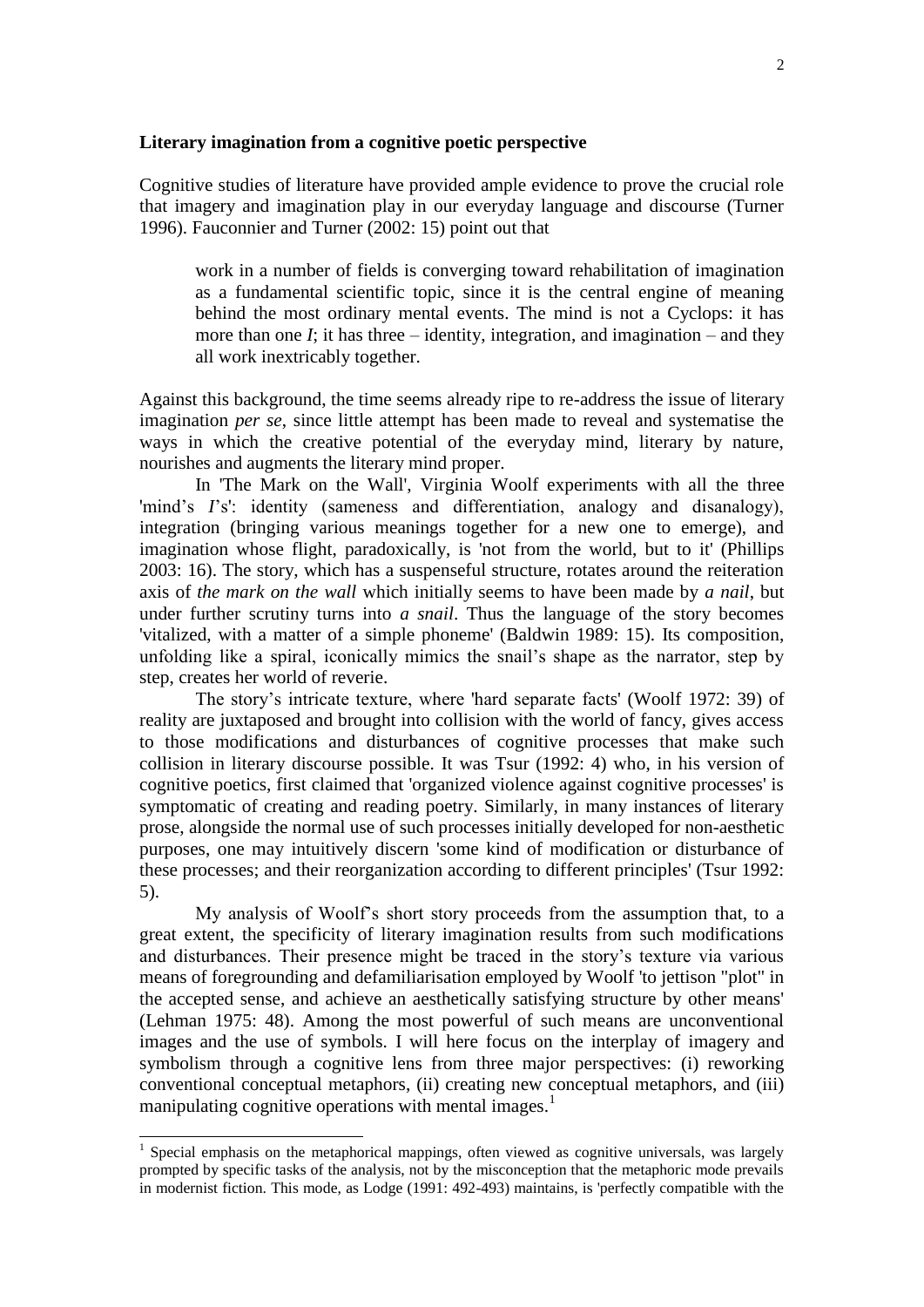**Literary imagination from a cognitive poetic perspective**

Cognitive studies of literature have provided ample evidence to prove the crucial role that imagery and imagination play in our everyday language and discourse (Turner 1996). Fauconnier and Turner (2002: 15) point out that

> work in a number of fields is converging toward rehabilitation of imagination as a fundamental scientific topic, since it is the central engine of meaning behind the most ordinary mental events. The mind is not a Cyclops: it has more than one *I*; it has three – identity, integration, and imagination – and they all work inextricably together.

Against this background, the time seems already ripe to re-address the issue of literary imagination *per se*, since little attempt has been made to reveal and systematise the ways in which the creative potential of the everyday mind, literary by nature, nourishes and augments the literary mind proper.

In 'The Mark on the Wall', Virginia Woolf experiments with all the three 'mind's *I*'s': identity (sameness and differentiation, analogy and disanalogy), integration (bringing various meanings together for a new one to emerge), and imagination whose flight, paradoxically, is 'not from the world, but to it' (Phillips 2003: 16). The story, which has a suspenseful structure, rotates around the reiteration axis of *the mark on the wall* which initially seems to have been made by *a nail*, but under further scrutiny turns into *a snail*. Thus the language of the story becomes 'vitalized, with a matter of a simple phoneme' (Baldwin 1989: 15). Its composition, unfolding like a spiral, iconically mimics the snail's shape as the narrator, step by step, creates her world of reverie.

The story's intricate texture, where 'hard separate facts' (Woolf 1972: 39) of reality are juxtaposed and brought into collision with the world of fancy, gives access to those modifications and disturbances of cognitive processes that make such collision in literary discourse possible. It was Tsur (1992: 4) who, in his version of cognitive poetics, first claimed that 'organized violence against cognitive processes' is symptomatic of creating and reading poetry. Similarly, in many instances of literary prose, alongside the normal use of such processes initially developed for non-aesthetic purposes, one may intuitively discern 'some kind of modification or disturbance of these processes; and their reorganization according to different principles' (Tsur 1992: 5).

My analysis of Woolf's short story proceeds from the assumption that, to a great extent, the specificity of literary imagination results from such modifications and disturbances. Their presence might be traced in the story's texture via various means of foregrounding and defamiliarisation employed by Woolf 'to jettison "plot" in the accepted sense, and achieve an aesthetically satisfying structure by other means' (Lehman 1975: 48). Among the most powerful of such means are unconventional images and the use of symbols. I will here focus on the interplay of imagery and symbolism through a cognitive lens from three major perspectives: (i) reworking conventional conceptual metaphors, (ii) creating new conceptual metaphors, and (iii) manipulating cognitive operations with mental images.[1]

---

[1] Special emphasis on the metaphorical mappings, often viewed as cognitive universals, was largely prompted by specific tasks of the analysis, not by the misconception that the metaphoric mode prevails in modernist fiction. This mode, as Lodge (1991: 492-493) maintains, is 'perfectly compatible with the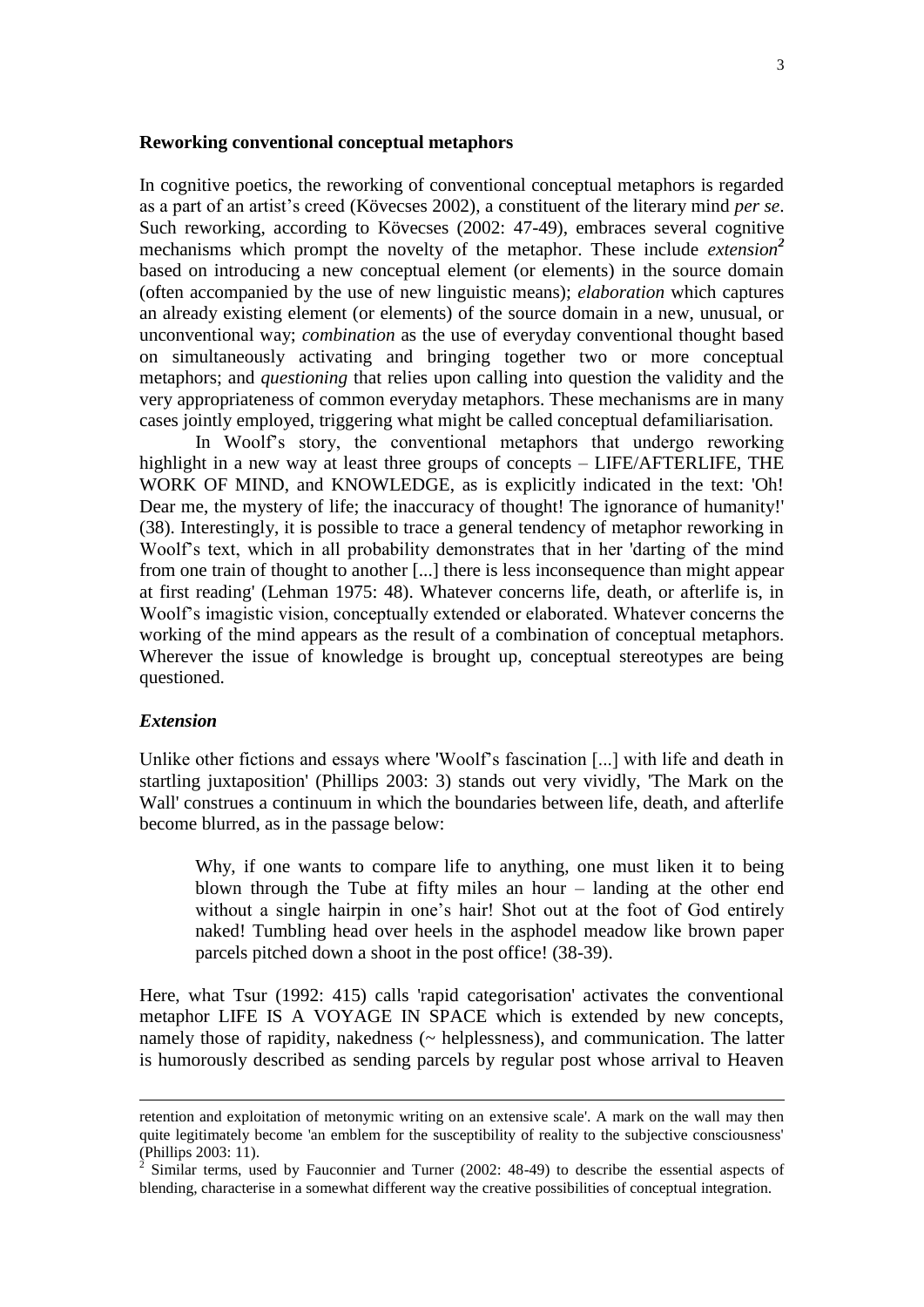## Reworking conventional conceptual metaphors

In cognitive poetics, the reworking of conventional conceptual metaphors is regarded as a part of an artist's creed (Kövecses 2002), a constituent of the literary mind *per se*. Such reworking, according to Kövecses (2002: 47-49), embraces several cognitive mechanisms which prompt the novelty of the metaphor. These include ***extension***[2] based on introducing a new conceptual element (or elements) in the source domain (often accompanied by the use of new linguistic means); *elaboration* which captures an already existing element (or elements) of the source domain in a new, unusual, or unconventional way; *combination* as the use of everyday conventional thought based on simultaneously activating and bringing together two or more conceptual metaphors; and *questioning* that relies upon calling into question the validity and the very appropriateness of common everyday metaphors. These mechanisms are in many cases jointly employed, triggering what might be called conceptual defamiliarisation.

In Woolf's story, the conventional metaphors that undergo reworking highlight in a new way at least three groups of concepts – LIFE/AFTERLIFE, THE WORK OF MIND, and KNOWLEDGE, as is explicitly indicated in the text: 'Oh! Dear me, the mystery of life; the inaccuracy of thought! The ignorance of humanity!' (38). Interestingly, it is possible to trace a general tendency of metaphor reworking in Woolf's text, which in all probability demonstrates that in her 'darting of the mind from one train of thought to another [...] there is less inconsequence than might appear at first reading' (Lehman 1975: 48). Whatever concerns life, death, or afterlife is, in Woolf's imagistic vision, conceptually extended or elaborated. Whatever concerns the working of the mind appears as the result of a combination of conceptual metaphors. Wherever the issue of knowledge is brought up, conceptual stereotypes are being questioned.

### *Extension*

Unlike other fictions and essays where 'Woolf's fascination [...] with life and death in startling juxtaposition' (Phillips 2003: 3) stands out very vividly, 'The Mark on the Wall' construes a continuum in which the boundaries between life, death, and afterlife become blurred, as in the passage below:

> Why, if one wants to compare life to anything, one must liken it to being blown through the Tube at fifty miles an hour – landing at the other end without a single hairpin in one's hair! Shot out at the foot of God entirely naked! Tumbling head over heels in the asphodel meadow like brown paper parcels pitched down a shoot in the post office! (38-39).

Here, what Tsur (1992: 415) calls 'rapid categorisation' activates the conventional metaphor LIFE IS A VOYAGE IN SPACE which is extended by new concepts, namely those of rapidity, nakedness (~ helplessness), and communication. The latter is humorously described as sending parcels by regular post whose arrival to Heaven

---

retention and exploitation of metonymic writing on an extensive scale'. A mark on the wall may then quite legitimately become 'an emblem for the susceptibility of reality to the subjective consciousness' (Phillips 2003: 11).

[2] Similar terms, used by Fauconnier and Turner (2002: 48-49) to describe the essential aspects of blending, characterise in a somewhat different way the creative possibilities of conceptual integration.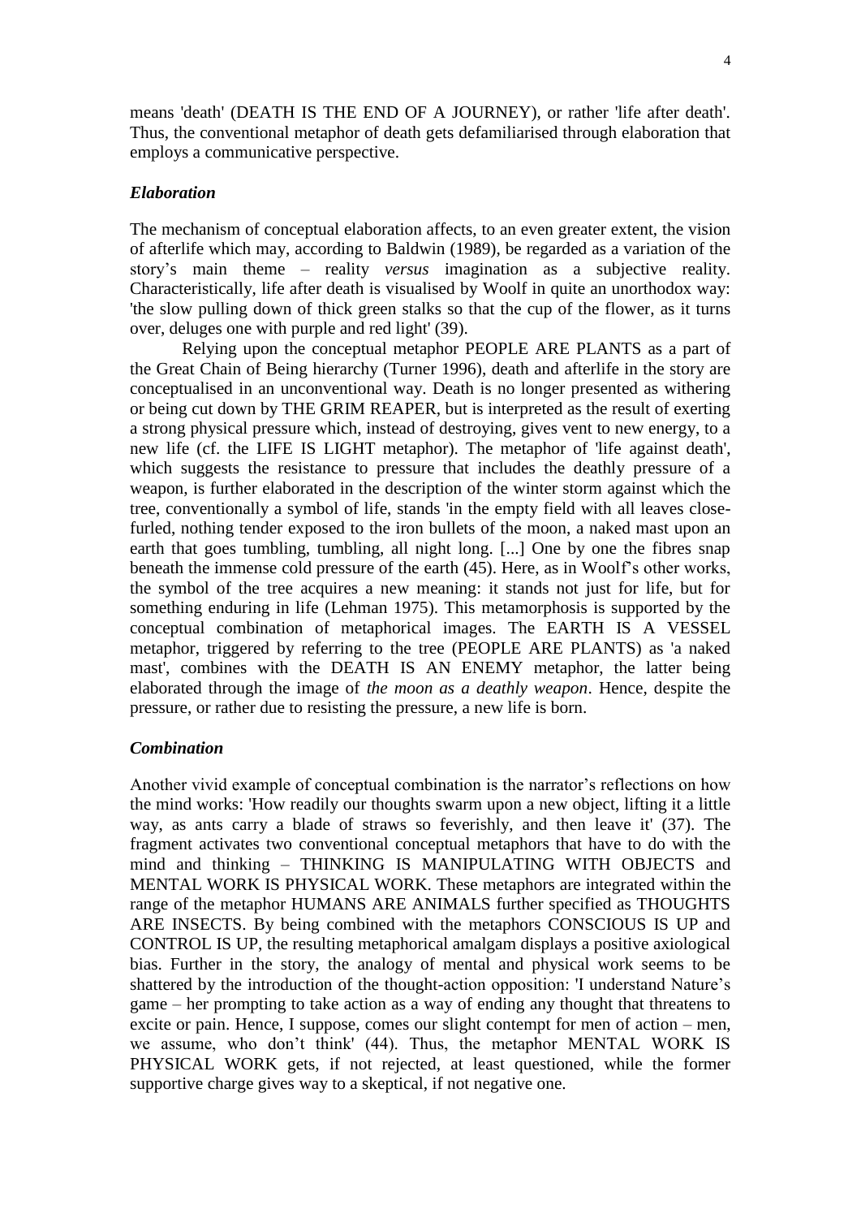means 'death' (DEATH IS THE END OF A JOURNEY), or rather 'life after death'. Thus, the conventional metaphor of death gets defamiliarised through elaboration that employs a communicative perspective.

### *Elaboration*

The mechanism of conceptual elaboration affects, to an even greater extent, the vision of afterlife which may, according to Baldwin (1989), be regarded as a variation of the story's main theme – reality *versus* imagination as a subjective reality. Characteristically, life after death is visualised by Woolf in quite an unorthodox way: 'the slow pulling down of thick green stalks so that the cup of the flower, as it turns over, deluges one with purple and red light' (39).

Relying upon the conceptual metaphor PEOPLE ARE PLANTS as a part of the Great Chain of Being hierarchy (Turner 1996), death and afterlife in the story are conceptualised in an unconventional way. Death is no longer presented as withering or being cut down by THE GRIM REAPER, but is interpreted as the result of exerting a strong physical pressure which, instead of destroying, gives vent to new energy, to a new life (cf. the LIFE IS LIGHT metaphor). The metaphor of 'life against death', which suggests the resistance to pressure that includes the deathly pressure of a weapon, is further elaborated in the description of the winter storm against which the tree, conventionally a symbol of life, stands 'in the empty field with all leaves close-furled, nothing tender exposed to the iron bullets of the moon, a naked mast upon an earth that goes tumbling, tumbling, all night long. [...] One by one the fibres snap beneath the immense cold pressure of the earth (45). Here, as in Woolf's other works, the symbol of the tree acquires a new meaning: it stands not just for life, but for something enduring in life (Lehman 1975). This metamorphosis is supported by the conceptual combination of metaphorical images. The EARTH IS A VESSEL metaphor, triggered by referring to the tree (PEOPLE ARE PLANTS) as 'a naked mast', combines with the DEATH IS AN ENEMY metaphor, the latter being elaborated through the image of *the moon as a deathly weapon*. Hence, despite the pressure, or rather due to resisting the pressure, a new life is born.

### *Combination*

Another vivid example of conceptual combination is the narrator's reflections on how the mind works: 'How readily our thoughts swarm upon a new object, lifting it a little way, as ants carry a blade of straws so feverishly, and then leave it' (37). The fragment activates two conventional conceptual metaphors that have to do with the mind and thinking – THINKING IS MANIPULATING WITH OBJECTS and MENTAL WORK IS PHYSICAL WORK. These metaphors are integrated within the range of the metaphor HUMANS ARE ANIMALS further specified as THOUGHTS ARE INSECTS. By being combined with the metaphors CONSCIOUS IS UP and CONTROL IS UP, the resulting metaphorical amalgam displays a positive axiological bias. Further in the story, the analogy of mental and physical work seems to be shattered by the introduction of the thought-action opposition: 'I understand Nature's game – her prompting to take action as a way of ending any thought that threatens to excite or pain. Hence, I suppose, comes our slight contempt for men of action – men, we assume, who don't think' (44). Thus, the metaphor MENTAL WORK IS PHYSICAL WORK gets, if not rejected, at least questioned, while the former supportive charge gives way to a skeptical, if not negative one.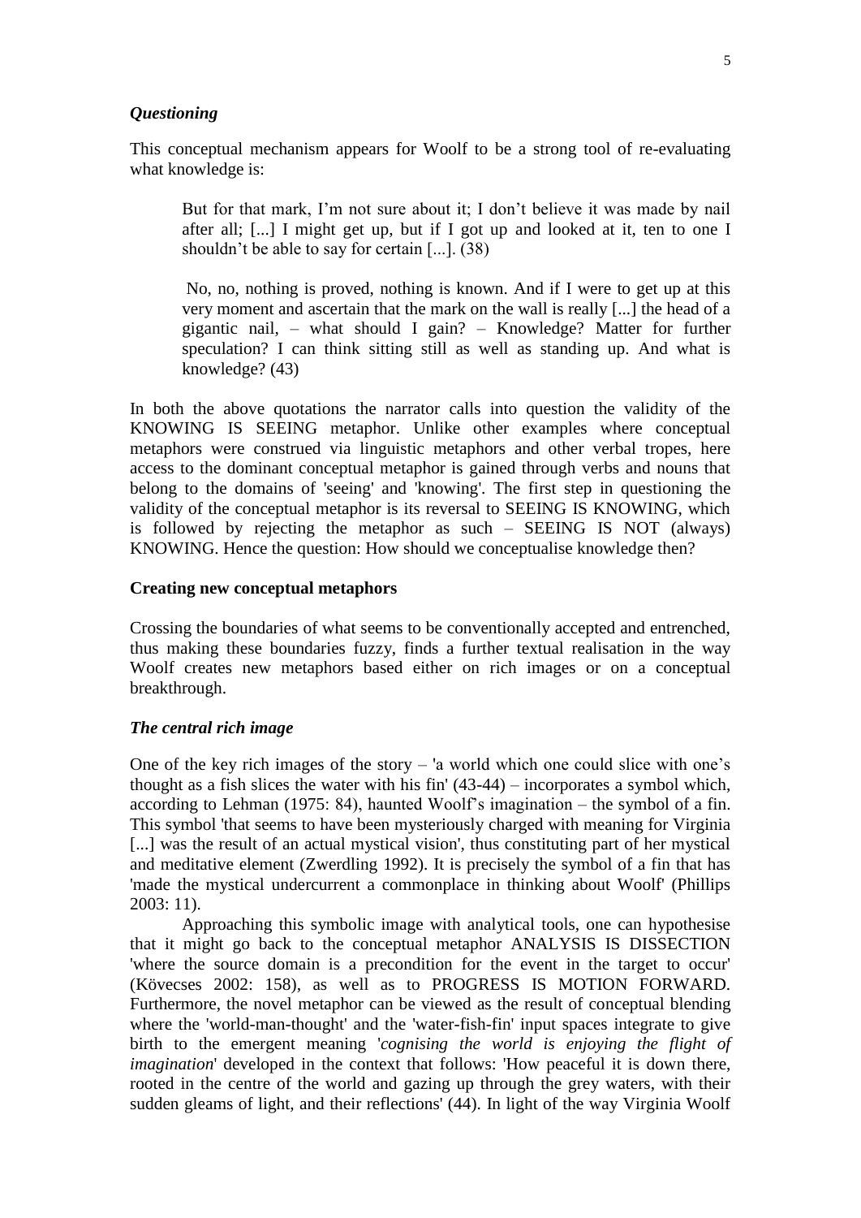### *Questioning*

This conceptual mechanism appears for Woolf to be a strong tool of re-evaluating what knowledge is:

> But for that mark, I'm not sure about it; I don't believe it was made by nail after all; [...] I might get up, but if I got up and looked at it, ten to one I shouldn't be able to say for certain [...]. (38)
>
> No, no, nothing is proved, nothing is known. And if I were to get up at this very moment and ascertain that the mark on the wall is really [...] the head of a gigantic nail, – what should I gain? – Knowledge? Matter for further speculation? I can think sitting still as well as standing up. And what is knowledge? (43)

In both the above quotations the narrator calls into question the validity of the KNOWING IS SEEING metaphor. Unlike other examples where conceptual metaphors were construed via linguistic metaphors and other verbal tropes, here access to the dominant conceptual metaphor is gained through verbs and nouns that belong to the domains of 'seeing' and 'knowing'. The first step in questioning the validity of the conceptual metaphor is its reversal to SEEING IS KNOWING, which is followed by rejecting the metaphor as such – SEEING IS NOT (always) KNOWING. Hence the question: How should we conceptualise knowledge then?

## Creating new conceptual metaphors

Crossing the boundaries of what seems to be conventionally accepted and entrenched, thus making these boundaries fuzzy, finds a further textual realisation in the way Woolf creates new metaphors based either on rich images or on a conceptual breakthrough.

### *The central rich image*

One of the key rich images of the story – 'a world which one could slice with one's thought as a fish slices the water with his fin' (43-44) – incorporates a symbol which, according to Lehman (1975: 84), haunted Woolf's imagination – the symbol of a fin. This symbol 'that seems to have been mysteriously charged with meaning for Virginia [...] was the result of an actual mystical vision', thus constituting part of her mystical and meditative element (Zwerdling 1992). It is precisely the symbol of a fin that has 'made the mystical undercurrent a commonplace in thinking about Woolf' (Phillips 2003: 11).

Approaching this symbolic image with analytical tools, one can hypothesise that it might go back to the conceptual metaphor ANALYSIS IS DISSECTION 'where the source domain is a precondition for the event in the target to occur' (Kövecses 2002: 158), as well as to PROGRESS IS MOTION FORWARD. Furthermore, the novel metaphor can be viewed as the result of conceptual blending where the 'world-man-thought' and the 'water-fish-fin' input spaces integrate to give birth to the emergent meaning '*cognising the world is enjoying the flight of imagination*' developed in the context that follows: 'How peaceful it is down there, rooted in the centre of the world and gazing up through the grey waters, with their sudden gleams of light, and their reflections' (44). In light of the way Virginia Woolf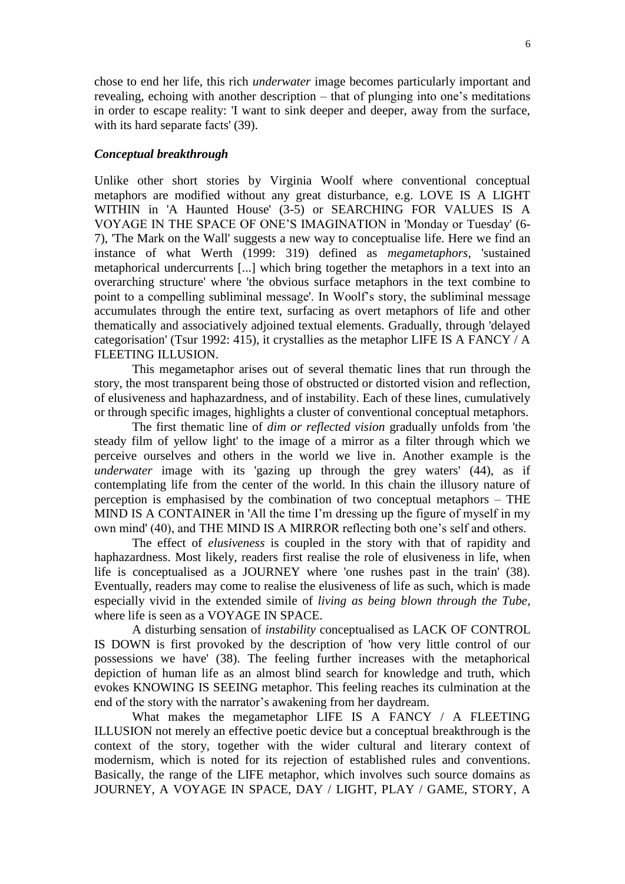chose to end her life, this rich *underwater* image becomes particularly important and revealing, echoing with another description – that of plunging into one's meditations in order to escape reality: 'I want to sink deeper and deeper, away from the surface, with its hard separate facts' (39).

### *Conceptual breakthrough*

Unlike other short stories by Virginia Woolf where conventional conceptual metaphors are modified without any great disturbance, e.g. LOVE IS A LIGHT WITHIN in 'A Haunted House' (3-5) or SEARCHING FOR VALUES IS A VOYAGE IN THE SPACE OF ONE'S IMAGINATION in 'Monday or Tuesday' (6-7), 'The Mark on the Wall' suggests a new way to conceptualise life. Here we find an instance of what Werth (1999: 319) defined as *megametaphors*, 'sustained metaphorical undercurrents [...] which bring together the metaphors in a text into an overarching structure' where 'the obvious surface metaphors in the text combine to point to a compelling subliminal message'. In Woolf's story, the subliminal message accumulates through the entire text, surfacing as overt metaphors of life and other thematically and associatively adjoined textual elements. Gradually, through 'delayed categorisation' (Tsur 1992: 415), it crystallies as the metaphor LIFE IS A FANCY / A FLEETING ILLUSION.

This megametaphor arises out of several thematic lines that run through the story, the most transparent being those of obstructed or distorted vision and reflection, of elusiveness and haphazardness, and of instability. Each of these lines, cumulatively or through specific images, highlights a cluster of conventional conceptual metaphors.

The first thematic line of *dim or reflected vision* gradually unfolds from 'the steady film of yellow light' to the image of a mirror as a filter through which we perceive ourselves and others in the world we live in. Another example is the *underwater* image with its 'gazing up through the grey waters' (44), as if contemplating life from the center of the world. In this chain the illusory nature of perception is emphasised by the combination of two conceptual metaphors – THE MIND IS A CONTAINER in 'All the time I'm dressing up the figure of myself in my own mind' (40), and THE MIND IS A MIRROR reflecting both one's self and others.

The effect of *elusiveness* is coupled in the story with that of rapidity and haphazardness. Most likely, readers first realise the role of elusiveness in life, when life is conceptualised as a JOURNEY where 'one rushes past in the train' (38). Eventually, readers may come to realise the elusiveness of life as such, which is made especially vivid in the extended simile of *living as being blown through the Tube*, where life is seen as a VOYAGE IN SPACE.

A disturbing sensation of *instability* conceptualised as LACK OF CONTROL IS DOWN is first provoked by the description of 'how very little control of our possessions we have' (38). The feeling further increases with the metaphorical depiction of human life as an almost blind search for knowledge and truth, which evokes KNOWING IS SEEING metaphor. This feeling reaches its culmination at the end of the story with the narrator's awakening from her daydream.

What makes the megametaphor LIFE IS A FANCY / A FLEETING ILLUSION not merely an effective poetic device but a conceptual breakthrough is the context of the story, together with the wider cultural and literary context of modernism, which is noted for its rejection of established rules and conventions. Basically, the range of the LIFE metaphor, which involves such source domains as JOURNEY, A VOYAGE IN SPACE, DAY / LIGHT, PLAY / GAME, STORY, A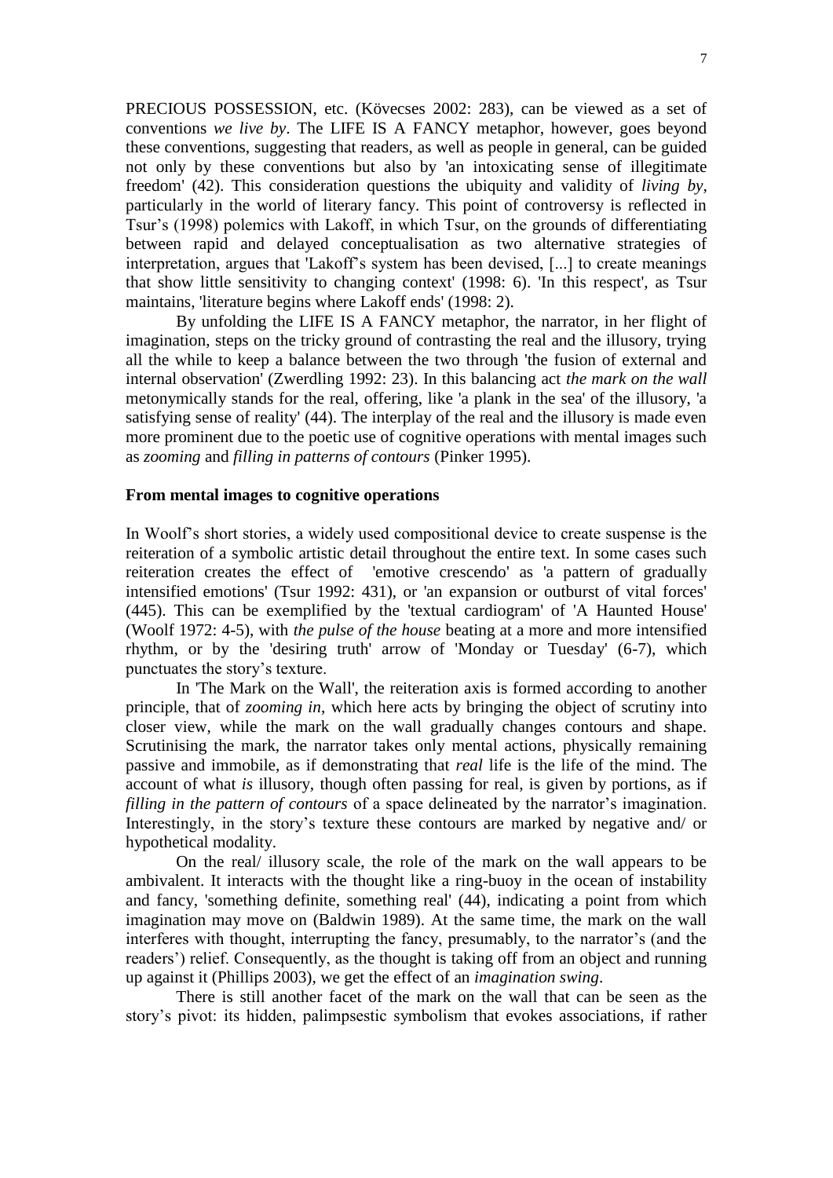PRECIOUS POSSESSION, etc. (Kövecses 2002: 283), can be viewed as a set of conventions *we live by*. The LIFE IS A FANCY metaphor, however, goes beyond these conventions, suggesting that readers, as well as people in general, can be guided not only by these conventions but also by 'an intoxicating sense of illegitimate freedom' (42). This consideration questions the ubiquity and validity of *living by*, particularly in the world of literary fancy. This point of controversy is reflected in Tsur's (1998) polemics with Lakoff, in which Tsur, on the grounds of differentiating between rapid and delayed conceptualisation as two alternative strategies of interpretation, argues that 'Lakoff's system has been devised, [...] to create meanings that show little sensitivity to changing context' (1998: 6). 'In this respect', as Tsur maintains, 'literature begins where Lakoff ends' (1998: 2).

By unfolding the LIFE IS A FANCY metaphor, the narrator, in her flight of imagination, steps on the tricky ground of contrasting the real and the illusory, trying all the while to keep a balance between the two through 'the fusion of external and internal observation' (Zwerdling 1992: 23). In this balancing act *the mark on the wall* metonymically stands for the real, offering, like 'a plank in the sea' of the illusory, 'a satisfying sense of reality' (44). The interplay of the real and the illusory is made even more prominent due to the poetic use of cognitive operations with mental images such as *zooming* and *filling in patterns of contours* (Pinker 1995).

**From mental images to cognitive operations**

In Woolf's short stories, a widely used compositional device to create suspense is the reiteration of a symbolic artistic detail throughout the entire text. In some cases such reiteration creates the effect of 'emotive crescendo' as 'a pattern of gradually intensified emotions' (Tsur 1992: 431), or 'an expansion or outburst of vital forces' (445). This can be exemplified by the 'textual cardiogram' of 'A Haunted House' (Woolf 1972: 4-5), with *the pulse of the house* beating at a more and more intensified rhythm, or by the 'desiring truth' arrow of 'Monday or Tuesday' (6-7), which punctuates the story's texture.

In 'The Mark on the Wall', the reiteration axis is formed according to another principle, that of *zooming in*, which here acts by bringing the object of scrutiny into closer view, while the mark on the wall gradually changes contours and shape. Scrutinising the mark, the narrator takes only mental actions, physically remaining passive and immobile, as if demonstrating that *real* life is the life of the mind. The account of what *is* illusory, though often passing for real, is given by portions, as if *filling in the pattern of contours* of a space delineated by the narrator's imagination. Interestingly, in the story's texture these contours are marked by negative and/ or hypothetical modality.

On the real/ illusory scale, the role of the mark on the wall appears to be ambivalent. It interacts with the thought like a ring-buoy in the ocean of instability and fancy, 'something definite, something real' (44), indicating a point from which imagination may move on (Baldwin 1989). At the same time, the mark on the wall interferes with thought, interrupting the fancy, presumably, to the narrator's (and the readers') relief. Consequently, as the thought is taking off from an object and running up against it (Phillips 2003), we get the effect of an *imagination swing*.

There is still another facet of the mark on the wall that can be seen as the story's pivot: its hidden, palimpsestic symbolism that evokes associations, if rather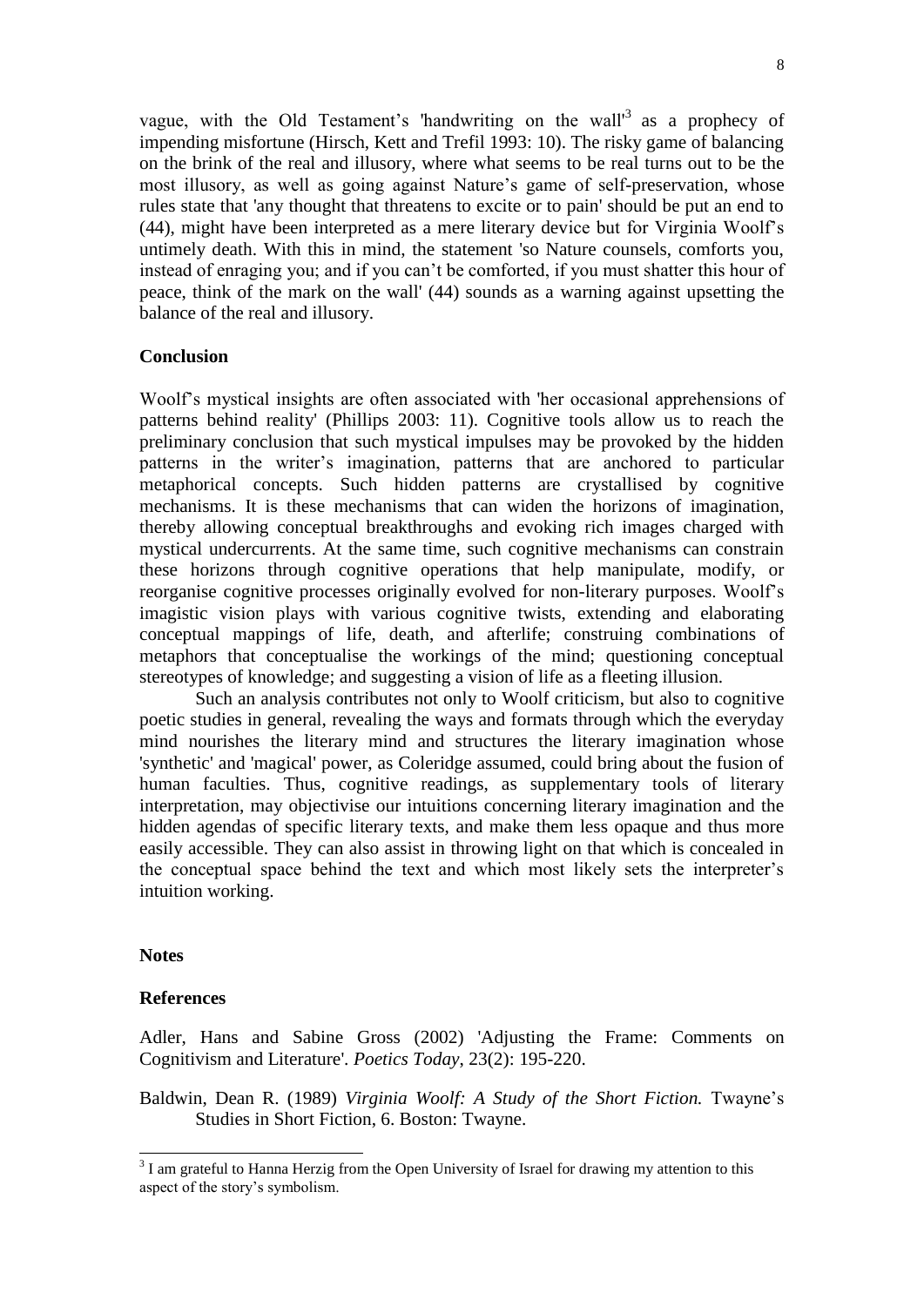vague, with the Old Testament's 'handwriting on the wall'[3] as a prophecy of impending misfortune (Hirsch, Kett and Trefil 1993: 10). The risky game of balancing on the brink of the real and illusory, where what seems to be real turns out to be the most illusory, as well as going against Nature's game of self-preservation, whose rules state that 'any thought that threatens to excite or to pain' should be put an end to (44), might have been interpreted as a mere literary device but for Virginia Woolf's untimely death. With this in mind, the statement 'so Nature counsels, comforts you, instead of enraging you; and if you can't be comforted, if you must shatter this hour of peace, think of the mark on the wall' (44) sounds as a warning against upsetting the balance of the real and illusory.

**Conclusion**

Woolf's mystical insights are often associated with 'her occasional apprehensions of patterns behind reality' (Phillips 2003: 11). Cognitive tools allow us to reach the preliminary conclusion that such mystical impulses may be provoked by the hidden patterns in the writer's imagination, patterns that are anchored to particular metaphorical concepts. Such hidden patterns are crystallised by cognitive mechanisms. It is these mechanisms that can widen the horizons of imagination, thereby allowing conceptual breakthroughs and evoking rich images charged with mystical undercurrents. At the same time, such cognitive mechanisms can constrain these horizons through cognitive operations that help manipulate, modify, or reorganise cognitive processes originally evolved for non-literary purposes. Woolf's imagistic vision plays with various cognitive twists, extending and elaborating conceptual mappings of life, death, and afterlife; construing combinations of metaphors that conceptualise the workings of the mind; questioning conceptual stereotypes of knowledge; and suggesting a vision of life as a fleeting illusion.

Such an analysis contributes not only to Woolf criticism, but also to cognitive poetic studies in general, revealing the ways and formats through which the everyday mind nourishes the literary mind and structures the literary imagination whose 'synthetic' and 'magical' power, as Coleridge assumed, could bring about the fusion of human faculties. Thus, cognitive readings, as supplementary tools of literary interpretation, may objectivise our intuitions concerning literary imagination and the hidden agendas of specific literary texts, and make them less opaque and thus more easily accessible. They can also assist in throwing light on that which is concealed in the conceptual space behind the text and which most likely sets the interpreter's intuition working.

**Notes**

**References**

Adler, Hans and Sabine Gross (2002) 'Adjusting the Frame: Comments on Cognitivism and Literature'. *Poetics Today*, 23(2): 195-220.

Baldwin, Dean R. (1989) *Virginia Woolf: A Study of the Short Fiction.* Twayne's Studies in Short Fiction, 6. Boston: Twayne.

[3] I am grateful to Hanna Herzig from the Open University of Israel for drawing my attention to this aspect of the story's symbolism.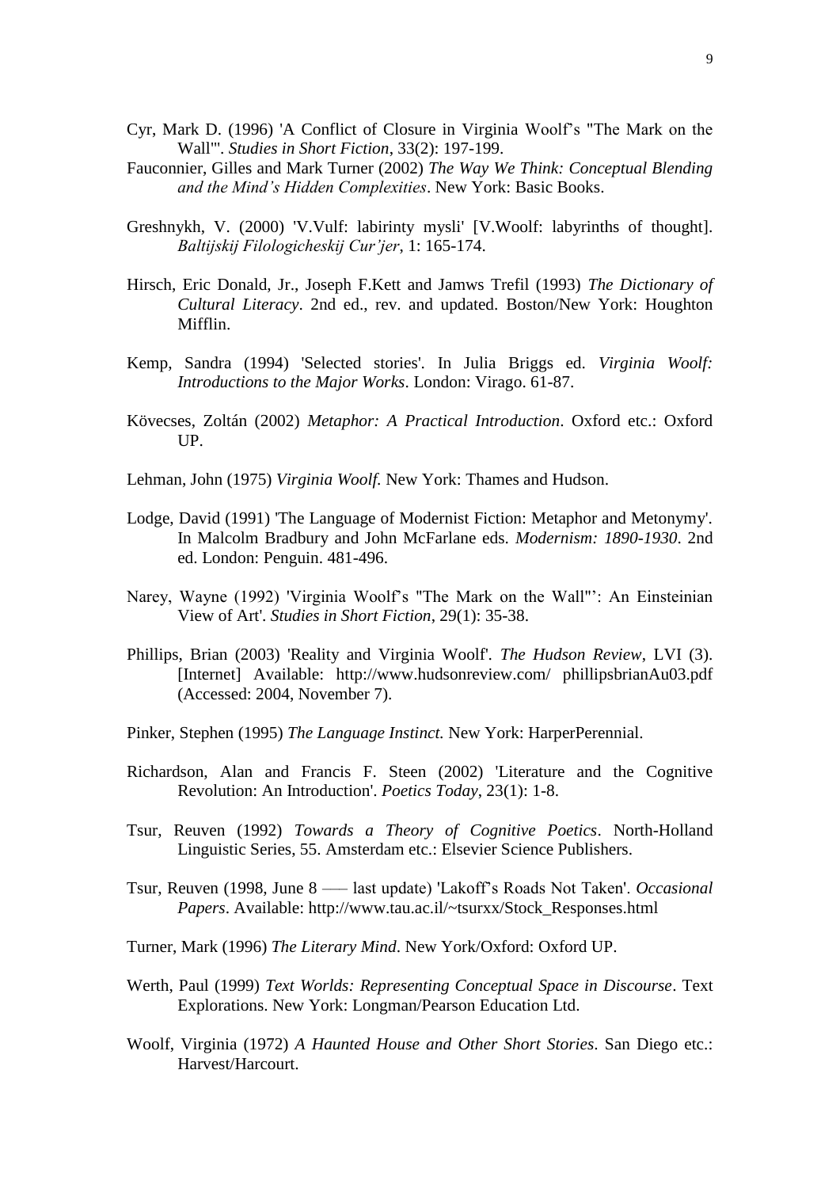Cyr, Mark D. (1996) 'A Conflict of Closure in Virginia Woolf's "The Mark on the Wall"'. *Studies in Short Fiction*, 33(2): 197-199.

Fauconnier, Gilles and Mark Turner (2002) *The Way We Think: Conceptual Blending and the Mind's Hidden Complexities*. New York: Basic Books.

Greshnykh, V. (2000) 'V.Vulf: labirinty mysli' [V.Woolf: labyrinths of thought]. *Baltijskij Filologicheskij Cur'jer*, 1: 165-174.

Hirsch, Eric Donald, Jr., Joseph F.Kett and Jamws Trefil (1993) *The Dictionary of Cultural Literacy*. 2nd ed., rev. and updated. Boston/New York: Houghton Mifflin.

Kemp, Sandra (1994) 'Selected stories'. In Julia Briggs ed. *Virginia Woolf: Introductions to the Major Works*. London: Virago. 61-87.

Kövecses, Zoltán (2002) *Metaphor: A Practical Introduction*. Oxford etc.: Oxford UP.

Lehman, John (1975) *Virginia Woolf.* New York: Thames and Hudson.

Lodge, David (1991) 'The Language of Modernist Fiction: Metaphor and Metonymy'. In Malcolm Bradbury and John McFarlane eds. *Modernism: 1890-1930*. 2nd ed. London: Penguin. 481-496.

Narey, Wayne (1992) 'Virginia Woolf's "The Mark on the Wall"': An Einsteinian View of Art'. *Studies in Short Fiction*, 29(1): 35-38.

Phillips, Brian (2003) 'Reality and Virginia Woolf'. *The Hudson Review*, LVI (3). [Internet] Available: http://www.hudsonreview.com/ phillipsbrianAu03.pdf (Accessed: 2004, November 7).

Pinker, Stephen (1995) *The Language Instinct.* New York: HarperPerennial.

Richardson, Alan and Francis F. Steen (2002) 'Literature and the Cognitive Revolution: An Introduction'. *Poetics Today*, 23(1): 1-8.

Tsur, Reuven (1992) *Towards a Theory of Cognitive Poetics*. North-Holland Linguistic Series, 55. Amsterdam etc.: Elsevier Science Publishers.

Tsur, Reuven (1998, June 8 ––– last update) 'Lakoff's Roads Not Taken'. *Occasional Papers*. Available: http://www.tau.ac.il/~tsurxx/Stock_Responses.html

Turner, Mark (1996) *The Literary Mind*. New York/Oxford: Oxford UP.

Werth, Paul (1999) *Text Worlds: Representing Conceptual Space in Discourse*. Text Explorations. New York: Longman/Pearson Education Ltd.

Woolf, Virginia (1972) *A Haunted House and Other Short Stories*. San Diego etc.: Harvest/Harcourt.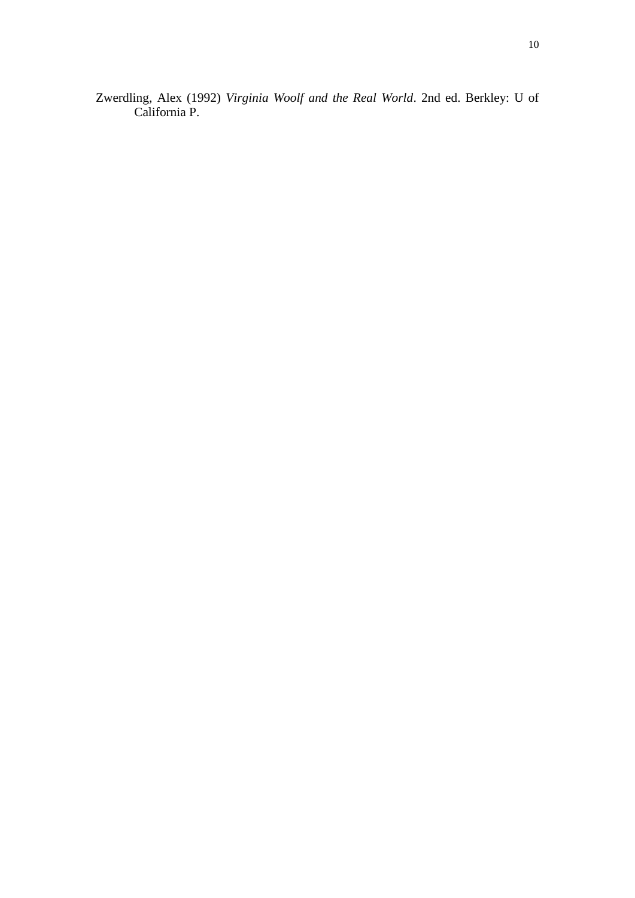Zwerdling, Alex (1992) *Virginia Woolf and the Real World*. 2nd ed. Berkley: U of California P.